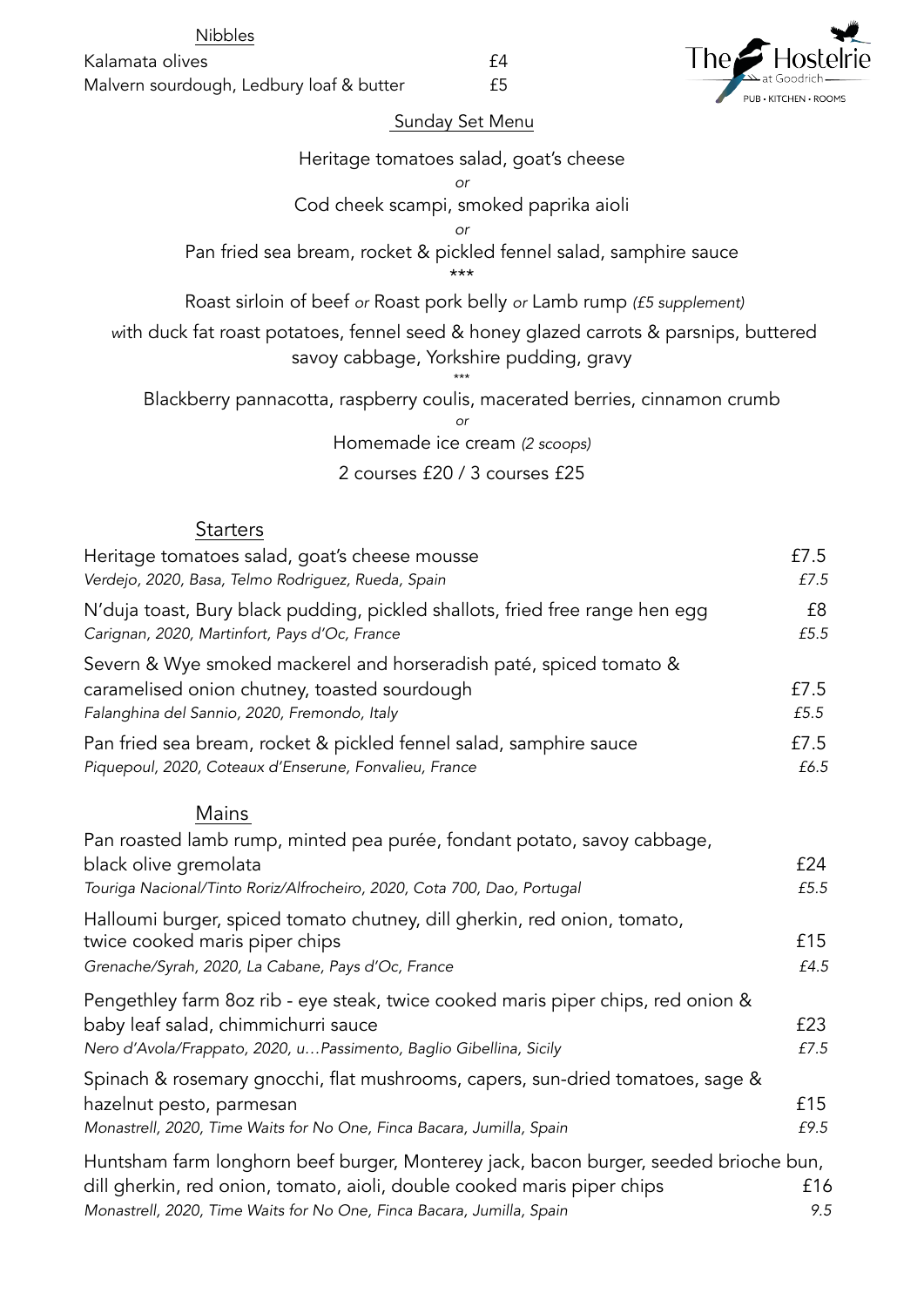## Nibbles

| | |
|---|---|
| Kalamata olives | £4 |
| Malvern sourdough, Ledbury loaf & butter | £5 |

The Hostelrie at Goodrich — PUB • KITCHEN • ROOMS

## Sunday Set Menu

Heritage tomatoes salad, goat's cheese

*or*

Cod cheek scampi, smoked paprika aioli

*or*

Pan fried sea bream, rocket & pickled fennel salad, samphire sauce

\*\*\*

Roast sirloin of beef *or* Roast pork belly *or* Lamb rump *(£5 supplement)*

*w*ith duck fat roast potatoes, fennel seed & honey glazed carrots & parsnips, buttered savoy cabbage, Yorkshire pudding, gravy

\*\*\*

Blackberry pannacotta, raspberry coulis, macerated berries, cinnamon crumb

*or*

Homemade ice cream *(2 scoops)*

2 courses £20 / 3 courses £25

## Starters

| | |
|---|---|
| Heritage tomatoes salad, goat's cheese mousse | £7.5 |
| *Verdejo, 2020, Basa, Telmo Rodriguez, Rueda, Spain* | *£7.5* |
| N'duja toast, Bury black pudding, pickled shallots, fried free range hen egg | £8 |
| *Carignan, 2020, Martinfort, Pays d'Oc, France* | *£5.5* |
| Severn & Wye smoked mackerel and horseradish paté, spiced tomato & caramelised onion chutney, toasted sourdough | £7.5 |
| *Falanghina del Sannio, 2020, Fremondo, Italy* | *£5.5* |
| Pan fried sea bream, rocket & pickled fennel salad, samphire sauce | £7.5 |
| *Piquepoul, 2020, Coteaux d'Enserune, Fonvalieu, France* | *£6.5* |

## Mains

| | |
|---|---|
| Pan roasted lamb rump, minted pea purée, fondant potato, savoy cabbage, black olive gremolata | £24 |
| *Touriga Nacional/Tinto Roriz/Alfrocheiro, 2020, Cota 700, Dao, Portugal* | *£5.5* |
| Halloumi burger, spiced tomato chutney, dill gherkin, red onion, tomato, twice cooked maris piper chips | £15 |
| *Grenache/Syrah, 2020, La Cabane, Pays d'Oc, France* | *£4.5* |
| Pengethley farm 8oz rib - eye steak, twice cooked maris piper chips, red onion & baby leaf salad, chimmichurri sauce | £23 |
| *Nero d'Avola/Frappato, 2020, u…Passimento, Baglio Gibellina, Sicily* | *£7.5* |
| Spinach & rosemary gnocchi, flat mushrooms, capers, sun-dried tomatoes, sage & hazelnut pesto, parmesan | £15 |
| *Monastrell, 2020, Time Waits for No One, Finca Bacara, Jumilla, Spain* | *£9.5* |
| Huntsham farm longhorn beef burger, Monterey jack, bacon burger, seeded brioche bun, dill gherkin, red onion, tomato, aioli, double cooked maris piper chips | £16 |
| *Monastrell, 2020, Time Waits for No One, Finca Bacara, Jumilla, Spain* | *9.5* |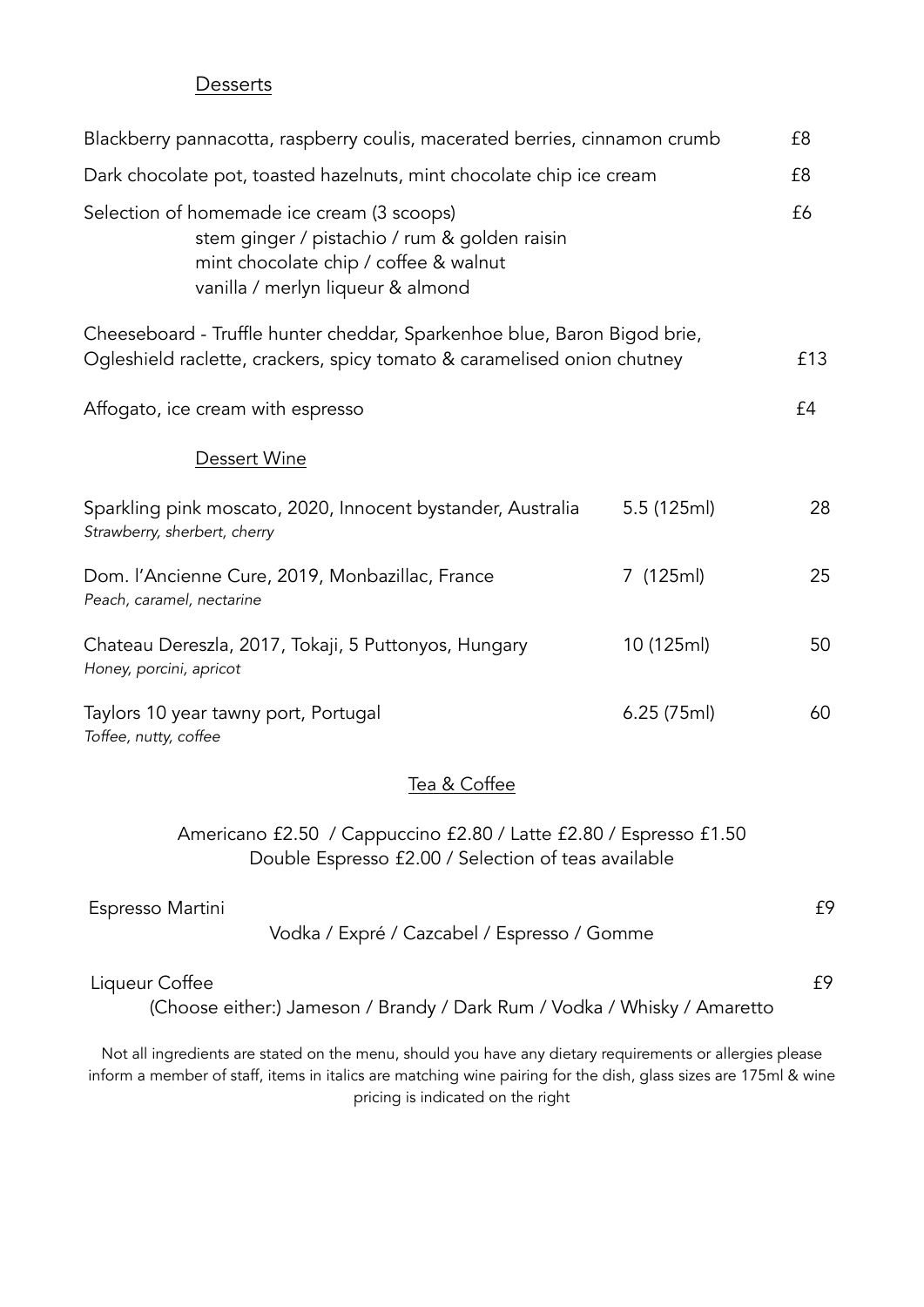## Desserts

| | |
|---|---|
| Blackberry pannacotta, raspberry coulis, macerated berries, cinnamon crumb | £8 |
| Dark chocolate pot, toasted hazelnuts, mint chocolate chip ice cream | £8 |
| Selection of homemade ice cream (3 scoops)<br>stem ginger / pistachio / rum & golden raisin<br>mint chocolate chip / coffee & walnut<br>vanilla / merlyn liqueur & almond | £6 |
| Cheeseboard - Truffle hunter cheddar, Sparkenhoe blue, Baron Bigod brie, Ogleshield raclette, crackers, spicy tomato & caramelised onion chutney | £13 |
| Affogato, ice cream with espresso | £4 |

## Dessert Wine

| | | |
|---|---|---|
| Sparkling pink moscato, 2020, Innocent bystander, Australia<br>*Strawberry, sherbert, cherry* | 5.5 (125ml) | 28 |
| Dom. l'Ancienne Cure, 2019, Monbazillac, France<br>*Peach, caramel, nectarine* | 7 (125ml) | 25 |
| Chateau Dereszla, 2017, Tokaji, 5 Puttonyos, Hungary<br>*Honey, porcini, apricot* | 10 (125ml) | 50 |
| Taylors 10 year tawny port, Portugal<br>*Toffee, nutty, coffee* | 6.25 (75ml) | 60 |

## Tea & Coffee

Americano £2.50 / Cappuccino £2.80 / Latte £2.80 / Espresso £1.50
Double Espresso £2.00 / Selection of teas available

| | |
|---|---|
| Espresso Martini<br>Vodka / Expré / Cazcabel / Espresso / Gomme | £9 |
| Liqueur Coffee<br>(Choose either:) Jameson / Brandy / Dark Rum / Vodka / Whisky / Amaretto | £9 |

Not all ingredients are stated on the menu, should you have any dietary requirements or allergies please inform a member of staff, items in italics are matching wine pairing for the dish, glass sizes are 175ml & wine pricing is indicated on the right